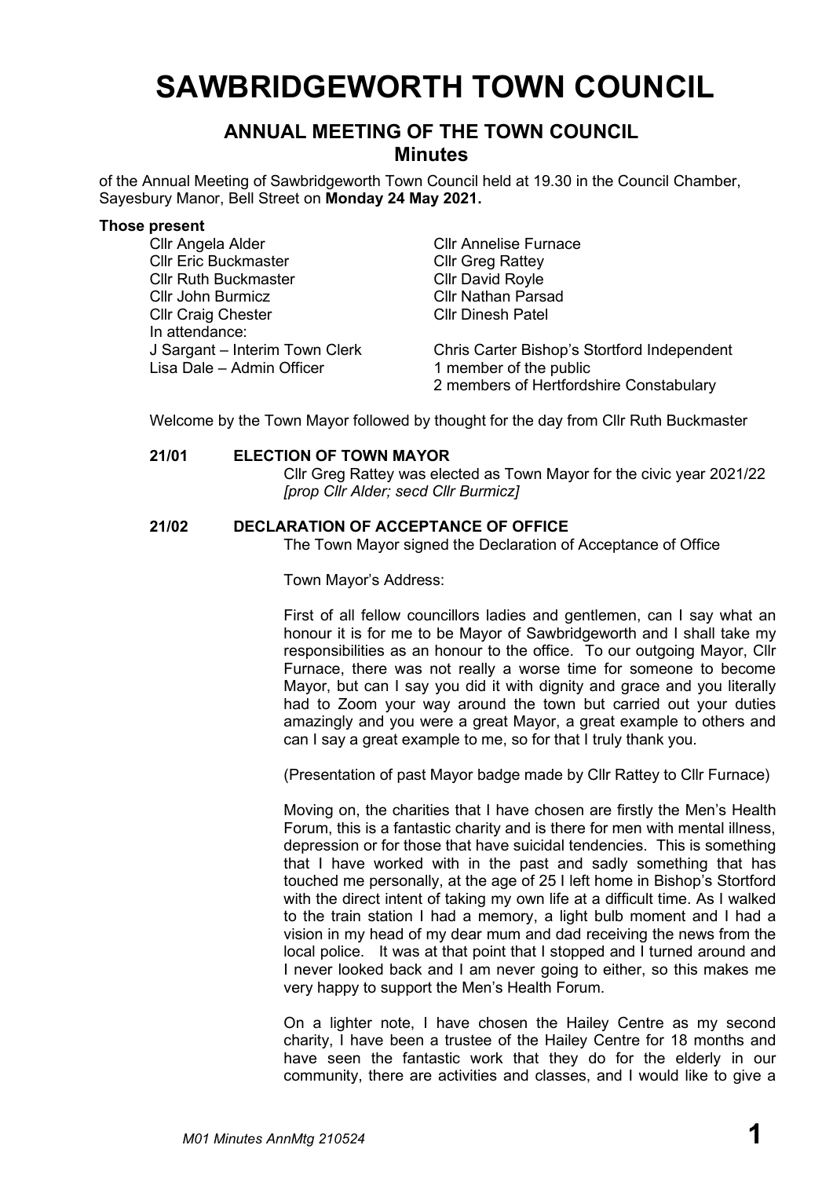# SAWBRIDGEWORTH TOWN COUNCIL

## ANNUAL MEETING OF THE TOWN COUNCIL
### Minutes

of the Annual Meeting of Sawbridgeworth Town Council held at 19.30 in the Council Chamber, Sayesbury Manor, Bell Street on **Monday 24 May 2021.**

**Those present**

| | |
|---|---|
| Cllr Angela Alder | Cllr Annelise Furnace |
| Cllr Eric Buckmaster | Cllr Greg Rattey |
| Cllr Ruth Buckmaster | Cllr David Royle |
| Cllr John Burmicz | Cllr Nathan Parsad |
| Cllr Craig Chester | Cllr Dinesh Patel |
| In attendance: | |
| J Sargant – Interim Town Clerk | Chris Carter Bishop's Stortford Independent |
| Lisa Dale – Admin Officer | 1 member of the public |
| | 2 members of Hertfordshire Constabulary |

Welcome by the Town Mayor followed by thought for the day from Cllr Ruth Buckmaster

**21/01 ELECTION OF TOWN MAYOR**

Cllr Greg Rattey was elected as Town Mayor for the civic year 2021/22 *[prop Cllr Alder; secd Cllr Burmicz]*

**21/02 DECLARATION OF ACCEPTANCE OF OFFICE**

The Town Mayor signed the Declaration of Acceptance of Office

Town Mayor's Address:

First of all fellow councillors ladies and gentlemen, can I say what an honour it is for me to be Mayor of Sawbridgeworth and I shall take my responsibilities as an honour to the office. To our outgoing Mayor, Cllr Furnace, there was not really a worse time for someone to become Mayor, but can I say you did it with dignity and grace and you literally had to Zoom your way around the town but carried out your duties amazingly and you were a great Mayor, a great example to others and can I say a great example to me, so for that I truly thank you.

(Presentation of past Mayor badge made by Cllr Rattey to Cllr Furnace)

Moving on, the charities that I have chosen are firstly the Men's Health Forum, this is a fantastic charity and is there for men with mental illness, depression or for those that have suicidal tendencies. This is something that I have worked with in the past and sadly something that has touched me personally, at the age of 25 I left home in Bishop's Stortford with the direct intent of taking my own life at a difficult time. As I walked to the train station I had a memory, a light bulb moment and I had a vision in my head of my dear mum and dad receiving the news from the local police. It was at that point that I stopped and I turned around and I never looked back and I am never going to either, so this makes me very happy to support the Men's Health Forum.

On a lighter note, I have chosen the Hailey Centre as my second charity, I have been a trustee of the Hailey Centre for 18 months and have seen the fantastic work that they do for the elderly in our community, there are activities and classes, and I would like to give a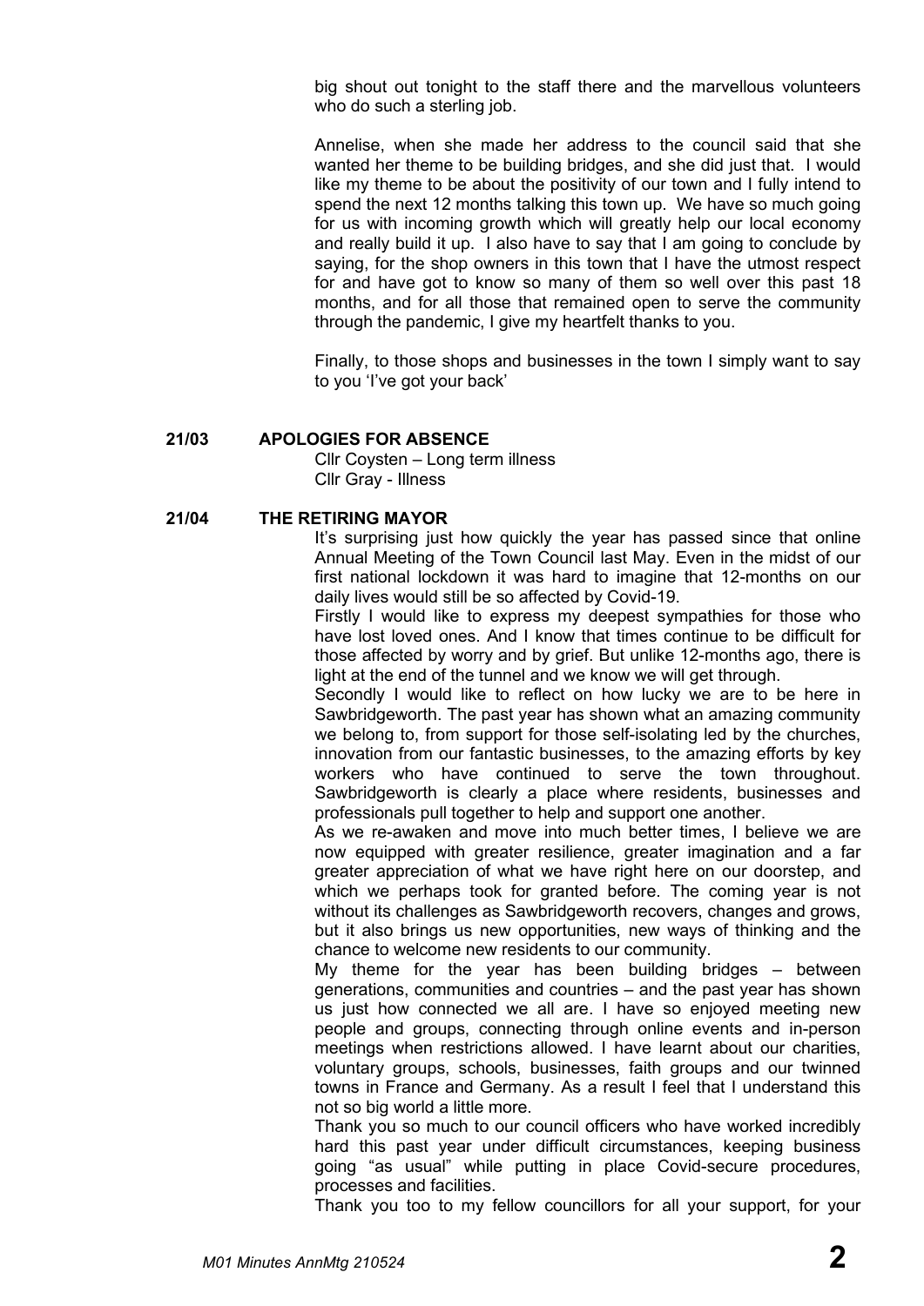big shout out tonight to the staff there and the marvellous volunteers who do such a sterling job.

Annelise, when she made her address to the council said that she wanted her theme to be building bridges, and she did just that. I would like my theme to be about the positivity of our town and I fully intend to spend the next 12 months talking this town up. We have so much going for us with incoming growth which will greatly help our local economy and really build it up. I also have to say that I am going to conclude by saying, for the shop owners in this town that I have the utmost respect for and have got to know so many of them so well over this past 18 months, and for all those that remained open to serve the community through the pandemic, I give my heartfelt thanks to you.

Finally, to those shops and businesses in the town I simply want to say to you 'I've got your back'

**21/03 APOLOGIES FOR ABSENCE**

Cllr Coysten – Long term illness
Cllr Gray - Illness

**21/04 THE RETIRING MAYOR**

It's surprising just how quickly the year has passed since that online Annual Meeting of the Town Council last May. Even in the midst of our first national lockdown it was hard to imagine that 12-months on our daily lives would still be so affected by Covid-19.

Firstly I would like to express my deepest sympathies for those who have lost loved ones. And I know that times continue to be difficult for those affected by worry and by grief. But unlike 12-months ago, there is light at the end of the tunnel and we know we will get through.

Secondly I would like to reflect on how lucky we are to be here in Sawbridgeworth. The past year has shown what an amazing community we belong to, from support for those self-isolating led by the churches, innovation from our fantastic businesses, to the amazing efforts by key workers who have continued to serve the town throughout. Sawbridgeworth is clearly a place where residents, businesses and professionals pull together to help and support one another.

As we re-awaken and move into much better times, I believe we are now equipped with greater resilience, greater imagination and a far greater appreciation of what we have right here on our doorstep, and which we perhaps took for granted before. The coming year is not without its challenges as Sawbridgeworth recovers, changes and grows, but it also brings us new opportunities, new ways of thinking and the chance to welcome new residents to our community.

My theme for the year has been building bridges – between generations, communities and countries – and the past year has shown us just how connected we all are. I have so enjoyed meeting new people and groups, connecting through online events and in-person meetings when restrictions allowed. I have learnt about our charities, voluntary groups, schools, businesses, faith groups and our twinned towns in France and Germany. As a result I feel that I understand this not so big world a little more.

Thank you so much to our council officers who have worked incredibly hard this past year under difficult circumstances, keeping business going "as usual" while putting in place Covid-secure procedures, processes and facilities.

Thank you too to my fellow councillors for all your support, for your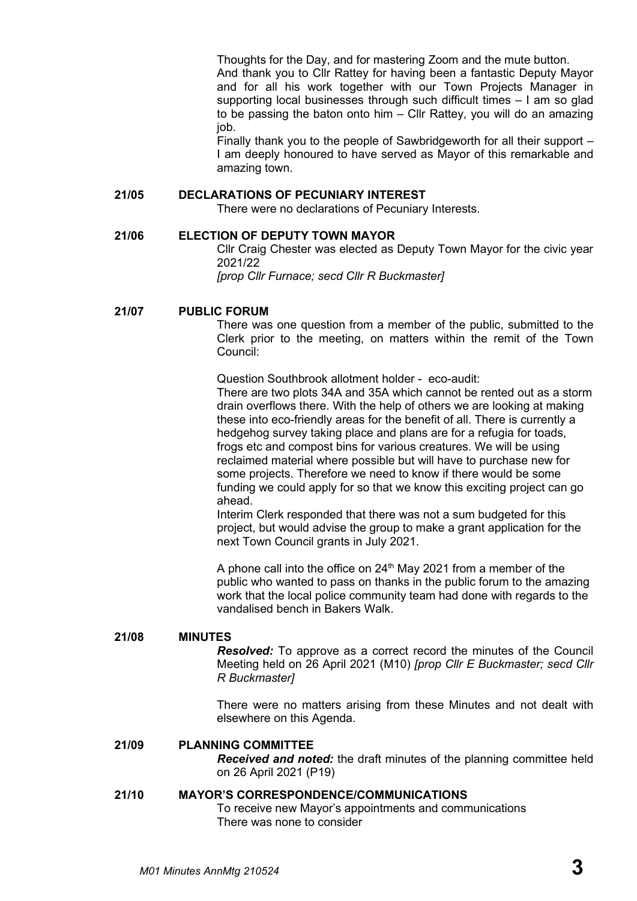Thoughts for the Day, and for mastering Zoom and the mute button.

And thank you to Cllr Rattey for having been a fantastic Deputy Mayor and for all his work together with our Town Projects Manager in supporting local businesses through such difficult times – I am so glad to be passing the baton onto him – Cllr Rattey, you will do an amazing job.

Finally thank you to the people of Sawbridgeworth for all their support – I am deeply honoured to have served as Mayor of this remarkable and amazing town.

**21/05 DECLARATIONS OF PECUNIARY INTEREST**

There were no declarations of Pecuniary Interests.

**21/06 ELECTION OF DEPUTY TOWN MAYOR**

Cllr Craig Chester was elected as Deputy Town Mayor for the civic year 2021/22

*[prop Cllr Furnace; secd Cllr R Buckmaster]*

**21/07 PUBLIC FORUM**

There was one question from a member of the public, submitted to the Clerk prior to the meeting, on matters within the remit of the Town Council:

Question Southbrook allotment holder - eco-audit:

There are two plots 34A and 35A which cannot be rented out as a storm drain overflows there. With the help of others we are looking at making these into eco-friendly areas for the benefit of all. There is currently a hedgehog survey taking place and plans are for a refugia for toads, frogs etc and compost bins for various creatures. We will be using reclaimed material where possible but will have to purchase new for some projects. Therefore we need to know if there would be some funding we could apply for so that we know this exciting project can go ahead.

Interim Clerk responded that there was not a sum budgeted for this project, but would advise the group to make a grant application for the next Town Council grants in July 2021.

A phone call into the office on 24th May 2021 from a member of the public who wanted to pass on thanks in the public forum to the amazing work that the local police community team had done with regards to the vandalised bench in Bakers Walk.

**21/08 MINUTES**

***Resolved:*** To approve as a correct record the minutes of the Council Meeting held on 26 April 2021 (M10) *[prop Cllr E Buckmaster; secd Cllr R Buckmaster]*

There were no matters arising from these Minutes and not dealt with elsewhere on this Agenda.

**21/09 PLANNING COMMITTEE**

***Received and noted:*** the draft minutes of the planning committee held on 26 April 2021 (P19)

**21/10 MAYOR'S CORRESPONDENCE/COMMUNICATIONS**

To receive new Mayor's appointments and communications

There was none to consider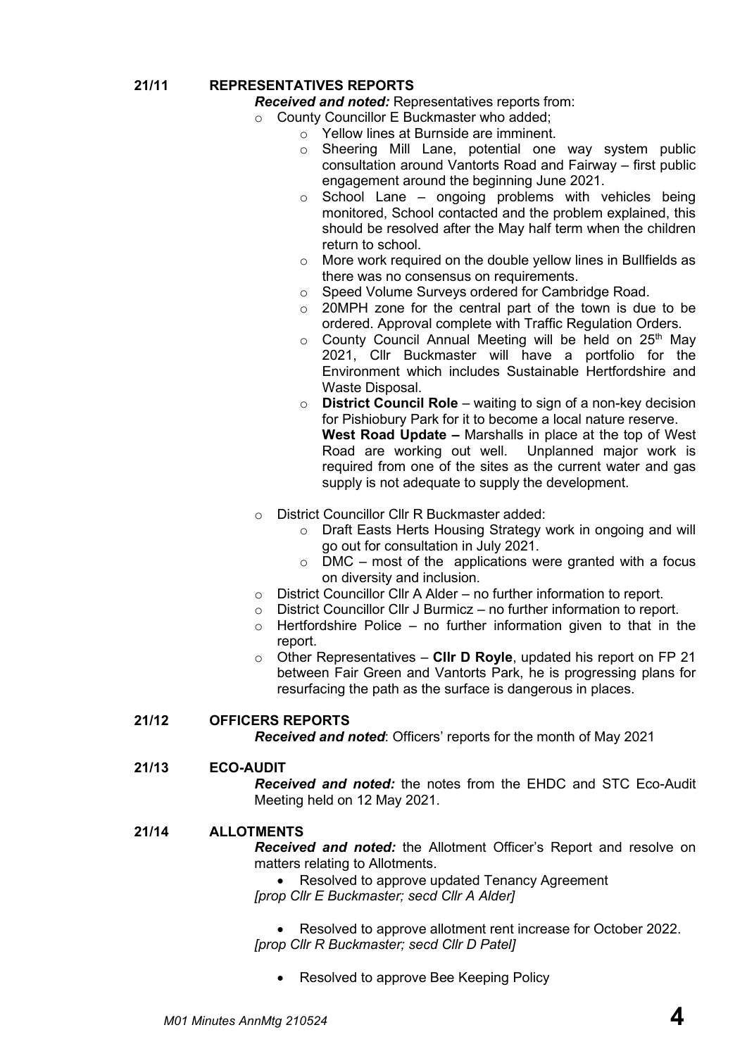**21/11 REPRESENTATIVES REPORTS**

***Received and noted:*** Representatives reports from:

- County Councillor E Buckmaster who added;
  - Yellow lines at Burnside are imminent.
  - Sheering Mill Lane, potential one way system public consultation around Vantorts Road and Fairway – first public engagement around the beginning June 2021.
  - School Lane – ongoing problems with vehicles being monitored, School contacted and the problem explained, this should be resolved after the May half term when the children return to school.
  - More work required on the double yellow lines in Bullfields as there was no consensus on requirements.
  - Speed Volume Surveys ordered for Cambridge Road.
  - 20MPH zone for the central part of the town is due to be ordered. Approval complete with Traffic Regulation Orders.
  - County Council Annual Meeting will be held on 25th May 2021, Cllr Buckmaster will have a portfolio for the Environment which includes Sustainable Hertfordshire and Waste Disposal.
  - **District Council Role** – waiting to sign of a non-key decision for Pishiobury Park for it to become a local nature reserve. **West Road Update –** Marshalls in place at the top of West Road are working out well. Unplanned major work is required from one of the sites as the current water and gas supply is not adequate to supply the development.
- District Councillor Cllr R Buckmaster added:
  - Draft Easts Herts Housing Strategy work in ongoing and will go out for consultation in July 2021.
  - DMC – most of the applications were granted with a focus on diversity and inclusion.
- District Councillor Cllr A Alder – no further information to report.
- District Councillor Cllr J Burmicz – no further information to report.
- Hertfordshire Police – no further information given to that in the report.
- Other Representatives – **Cllr D Royle**, updated his report on FP 21 between Fair Green and Vantorts Park, he is progressing plans for resurfacing the path as the surface is dangerous in places.

**21/12 OFFICERS REPORTS**

***Received and noted***: Officers' reports for the month of May 2021

**21/13 ECO-AUDIT**

***Received and noted:*** the notes from the EHDC and STC Eco-Audit Meeting held on 12 May 2021.

**21/14 ALLOTMENTS**

***Received and noted:*** the Allotment Officer's Report and resolve on matters relating to Allotments.

- Resolved to approve updated Tenancy Agreement

*[prop Cllr E Buckmaster; secd Cllr A Alder]*

- Resolved to approve allotment rent increase for October 2022.

*[prop Cllr R Buckmaster; secd Cllr D Patel]*

- Resolved to approve Bee Keeping Policy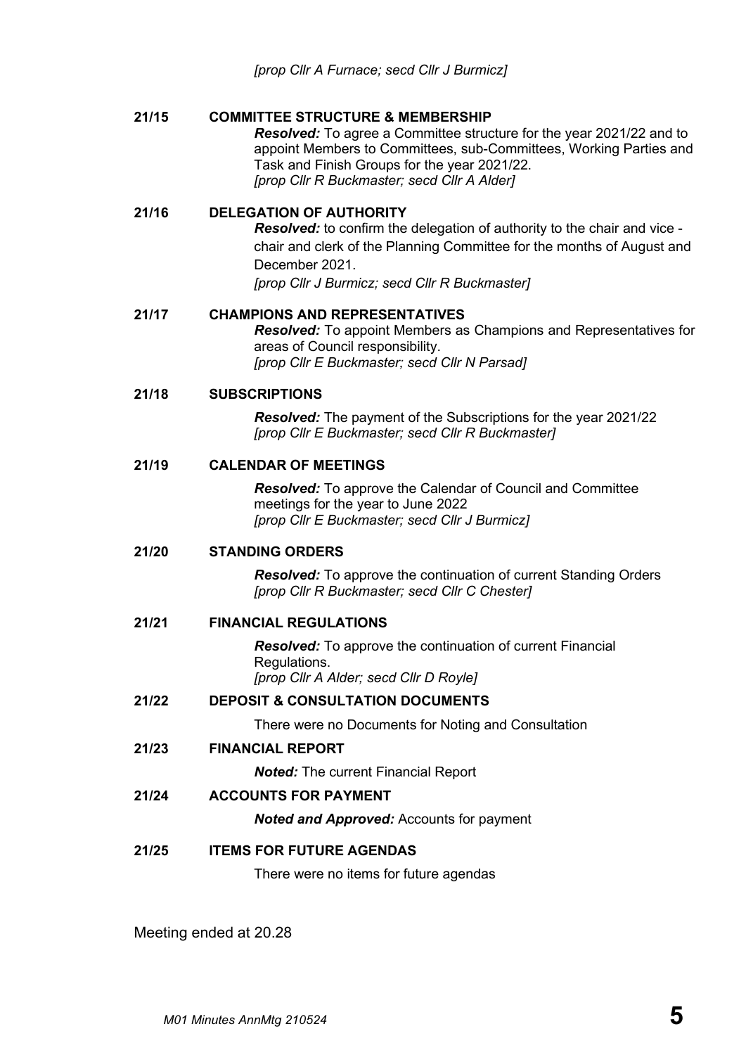*[prop Cllr A Furnace; secd Cllr J Burmicz]*

**21/15 COMMITTEE STRUCTURE & MEMBERSHIP**

***Resolved:*** To agree a Committee structure for the year 2021/22 and to appoint Members to Committees, sub-Committees, Working Parties and Task and Finish Groups for the year 2021/22.
*[prop Cllr R Buckmaster; secd Cllr A Alder]*

**21/16 DELEGATION OF AUTHORITY**

***Resolved:*** to confirm the delegation of authority to the chair and vice - chair and clerk of the Planning Committee for the months of August and December 2021.
*[prop Cllr J Burmicz; secd Cllr R Buckmaster]*

**21/17 CHAMPIONS AND REPRESENTATIVES**

***Resolved:*** To appoint Members as Champions and Representatives for areas of Council responsibility.
*[prop Cllr E Buckmaster; secd Cllr N Parsad]*

**21/18 SUBSCRIPTIONS**

***Resolved:*** The payment of the Subscriptions for the year 2021/22
*[prop Cllr E Buckmaster; secd Cllr R Buckmaster]*

**21/19 CALENDAR OF MEETINGS**

***Resolved:*** To approve the Calendar of Council and Committee meetings for the year to June 2022
*[prop Cllr E Buckmaster; secd Cllr J Burmicz]*

**21/20 STANDING ORDERS**

***Resolved:*** To approve the continuation of current Standing Orders
*[prop Cllr R Buckmaster; secd Cllr C Chester]*

**21/21 FINANCIAL REGULATIONS**

***Resolved:*** To approve the continuation of current Financial Regulations.
*[prop Cllr A Alder; secd Cllr D Royle]*

**21/22 DEPOSIT & CONSULTATION DOCUMENTS**

There were no Documents for Noting and Consultation

**21/23 FINANCIAL REPORT**

***Noted:*** The current Financial Report

**21/24 ACCOUNTS FOR PAYMENT**

***Noted and Approved:*** Accounts for payment

**21/25 ITEMS FOR FUTURE AGENDAS**

There were no items for future agendas

Meeting ended at 20.28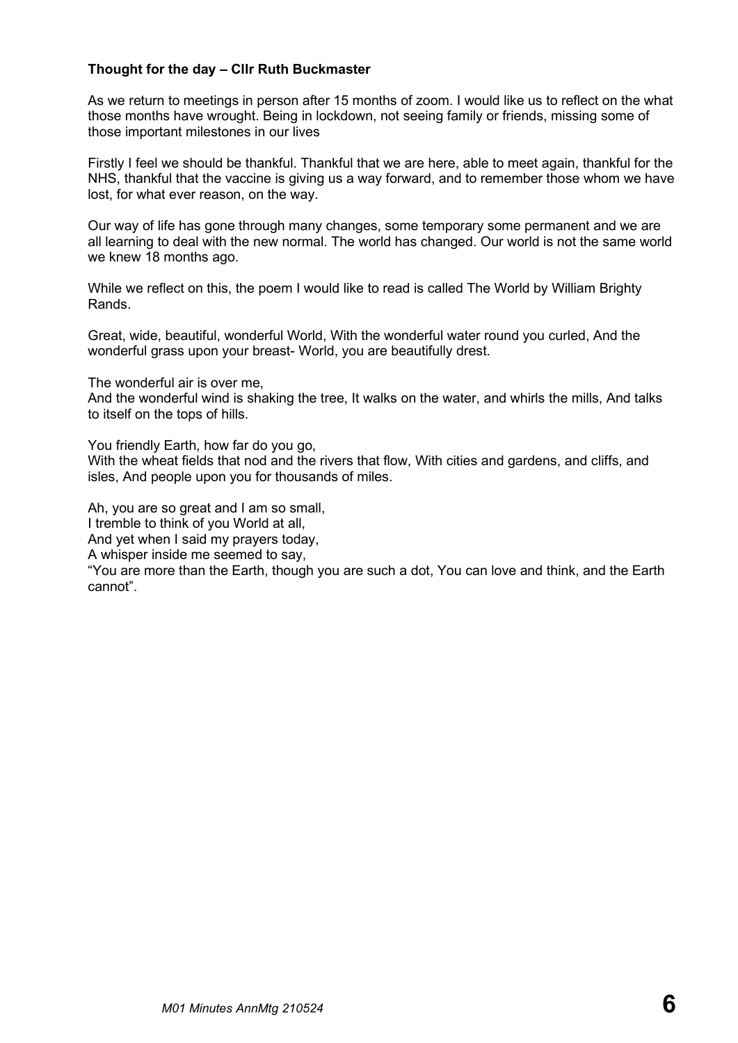**Thought for the day – Cllr Ruth Buckmaster**

As we return to meetings in person after 15 months of zoom. I would like us to reflect on the what those months have wrought. Being in lockdown, not seeing family or friends, missing some of those important milestones in our lives

Firstly I feel we should be thankful. Thankful that we are here, able to meet again, thankful for the NHS, thankful that the vaccine is giving us a way forward, and to remember those whom we have lost, for what ever reason, on the way.

Our way of life has gone through many changes, some temporary some permanent and we are all learning to deal with the new normal. The world has changed. Our world is not the same world we knew 18 months ago.

While we reflect on this, the poem I would like to read is called The World by William Brighty Rands.

Great, wide, beautiful, wonderful World, With the wonderful water round you curled, And the wonderful grass upon your breast- World, you are beautifully drest.

The wonderful air is over me,
And the wonderful wind is shaking the tree, It walks on the water, and whirls the mills, And talks to itself on the tops of hills.

You friendly Earth, how far do you go,
With the wheat fields that nod and the rivers that flow, With cities and gardens, and cliffs, and isles, And people upon you for thousands of miles.

Ah, you are so great and I am so small,
I tremble to think of you World at all,
And yet when I said my prayers today,
A whisper inside me seemed to say,
"You are more than the Earth, though you are such a dot, You can love and think, and the Earth cannot".